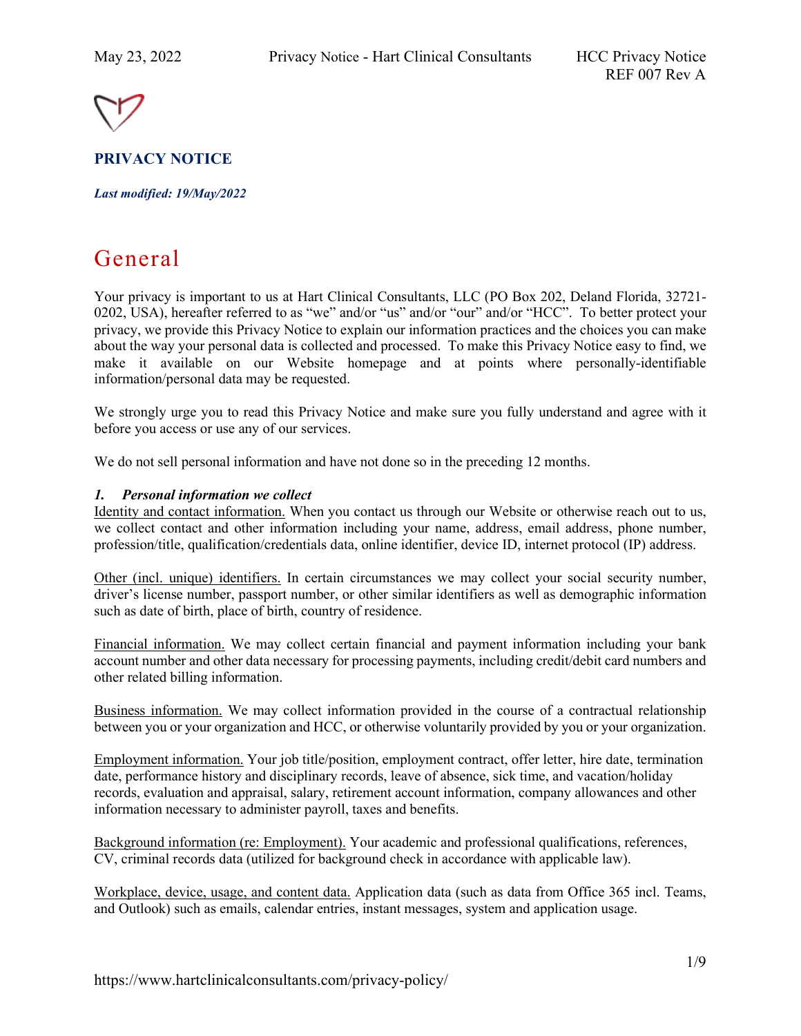**PRIVACY NOTICE**

***Last modified: 19/May/2022***

# General

Your privacy is important to us at Hart Clinical Consultants, LLC (PO Box 202, Deland Florida, 32721-0202, USA), hereafter referred to as "we" and/or "us" and/or "our" and/or "HCC". To better protect your privacy, we provide this Privacy Notice to explain our information practices and the choices you can make about the way your personal data is collected and processed. To make this Privacy Notice easy to find, we make it available on our Website homepage and at points where personally-identifiable information/personal data may be requested.

We strongly urge you to read this Privacy Notice and make sure you fully understand and agree with it before you access or use any of our services.

We do not sell personal information and have not done so in the preceding 12 months.

### *1. Personal information we collect*

Identity and contact information. When you contact us through our Website or otherwise reach out to us, we collect contact and other information including your name, address, email address, phone number, profession/title, qualification/credentials data, online identifier, device ID, internet protocol (IP) address.

Other (incl. unique) identifiers. In certain circumstances we may collect your social security number, driver's license number, passport number, or other similar identifiers as well as demographic information such as date of birth, place of birth, country of residence.

Financial information. We may collect certain financial and payment information including your bank account number and other data necessary for processing payments, including credit/debit card numbers and other related billing information.

Business information. We may collect information provided in the course of a contractual relationship between you or your organization and HCC, or otherwise voluntarily provided by you or your organization.

Employment information. Your job title/position, employment contract, offer letter, hire date, termination date, performance history and disciplinary records, leave of absence, sick time, and vacation/holiday records, evaluation and appraisal, salary, retirement account information, company allowances and other information necessary to administer payroll, taxes and benefits.

Background information (re: Employment). Your academic and professional qualifications, references, CV, criminal records data (utilized for background check in accordance with applicable law).

Workplace, device, usage, and content data. Application data (such as data from Office 365 incl. Teams, and Outlook) such as emails, calendar entries, instant messages, system and application usage.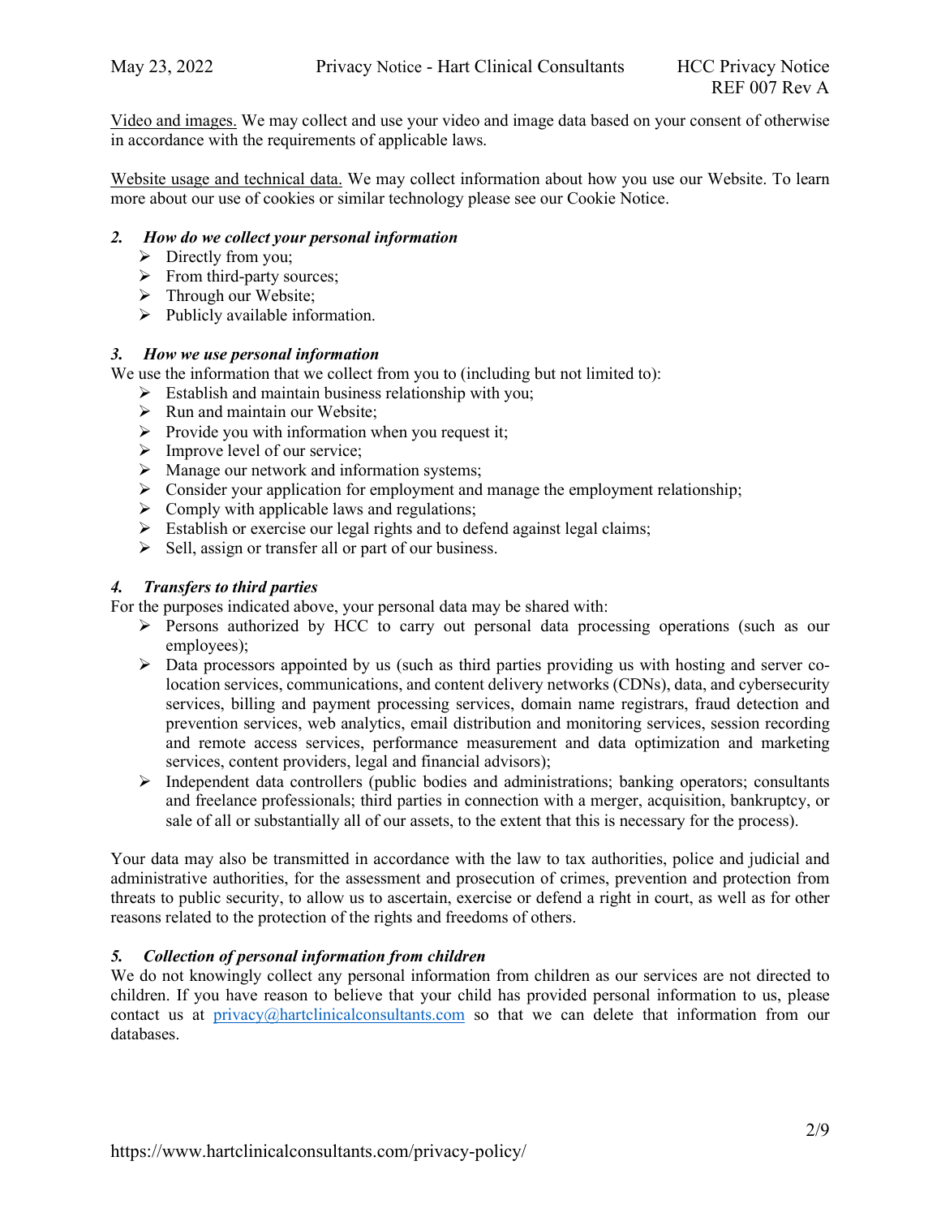Video and images. We may collect and use your video and image data based on your consent of otherwise in accordance with the requirements of applicable laws.

Website usage and technical data. We may collect information about how you use our Website. To learn more about our use of cookies or similar technology please see our Cookie Notice.

### *2. How do we collect your personal information*

- Directly from you;
- From third-party sources;
- Through our Website;
- Publicly available information.

### *3. How we use personal information*

We use the information that we collect from you to (including but not limited to):

- Establish and maintain business relationship with you;
- Run and maintain our Website;
- Provide you with information when you request it;
- Improve level of our service;
- Manage our network and information systems;
- Consider your application for employment and manage the employment relationship;
- Comply with applicable laws and regulations;
- Establish or exercise our legal rights and to defend against legal claims;
- Sell, assign or transfer all or part of our business.

### *4. Transfers to third parties*

For the purposes indicated above, your personal data may be shared with:

- Persons authorized by HCC to carry out personal data processing operations (such as our employees);
- Data processors appointed by us (such as third parties providing us with hosting and server co-location services, communications, and content delivery networks (CDNs), data, and cybersecurity services, billing and payment processing services, domain name registrars, fraud detection and prevention services, web analytics, email distribution and monitoring services, session recording and remote access services, performance measurement and data optimization and marketing services, content providers, legal and financial advisors);
- Independent data controllers (public bodies and administrations; banking operators; consultants and freelance professionals; third parties in connection with a merger, acquisition, bankruptcy, or sale of all or substantially all of our assets, to the extent that this is necessary for the process).

Your data may also be transmitted in accordance with the law to tax authorities, police and judicial and administrative authorities, for the assessment and prosecution of crimes, prevention and protection from threats to public security, to allow us to ascertain, exercise or defend a right in court, as well as for other reasons related to the protection of the rights and freedoms of others.

### *5. Collection of personal information from children*

We do not knowingly collect any personal information from children as our services are not directed to children. If you have reason to believe that your child has provided personal information to us, please contact us at privacy@hartclinicalconsultants.com so that we can delete that information from our databases.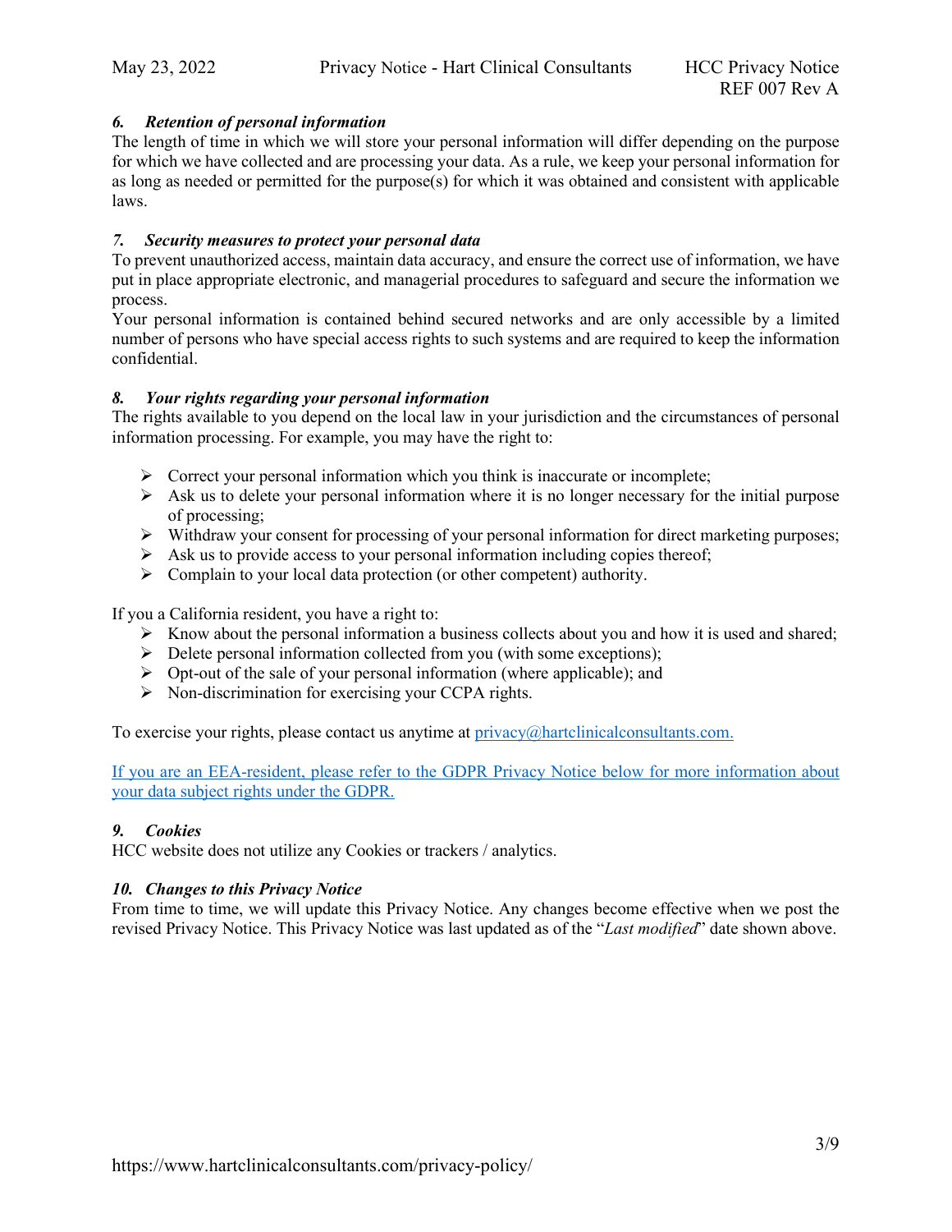### *6. Retention of personal information*

The length of time in which we will store your personal information will differ depending on the purpose for which we have collected and are processing your data. As a rule, we keep your personal information for as long as needed or permitted for the purpose(s) for which it was obtained and consistent with applicable laws.

### *7. Security measures to protect your personal data*

To prevent unauthorized access, maintain data accuracy, and ensure the correct use of information, we have put in place appropriate electronic, and managerial procedures to safeguard and secure the information we process.

Your personal information is contained behind secured networks and are only accessible by a limited number of persons who have special access rights to such systems and are required to keep the information confidential.

### *8. Your rights regarding your personal information*

The rights available to you depend on the local law in your jurisdiction and the circumstances of personal information processing. For example, you may have the right to:

- Correct your personal information which you think is inaccurate or incomplete;
- Ask us to delete your personal information where it is no longer necessary for the initial purpose of processing;
- Withdraw your consent for processing of your personal information for direct marketing purposes;
- Ask us to provide access to your personal information including copies thereof;
- Complain to your local data protection (or other competent) authority.

If you a California resident, you have a right to:

- Know about the personal information a business collects about you and how it is used and shared;
- Delete personal information collected from you (with some exceptions);
- Opt-out of the sale of your personal information (where applicable); and
- Non-discrimination for exercising your CCPA rights.

To exercise your rights, please contact us anytime at privacy@hartclinicalconsultants.com.

If you are an EEA-resident, please refer to the GDPR Privacy Notice below for more information about your data subject rights under the GDPR.

### *9. Cookies*

HCC website does not utilize any Cookies or trackers / analytics.

### *10. Changes to this Privacy Notice*

From time to time, we will update this Privacy Notice. Any changes become effective when we post the revised Privacy Notice. This Privacy Notice was last updated as of the "*Last modified*" date shown above.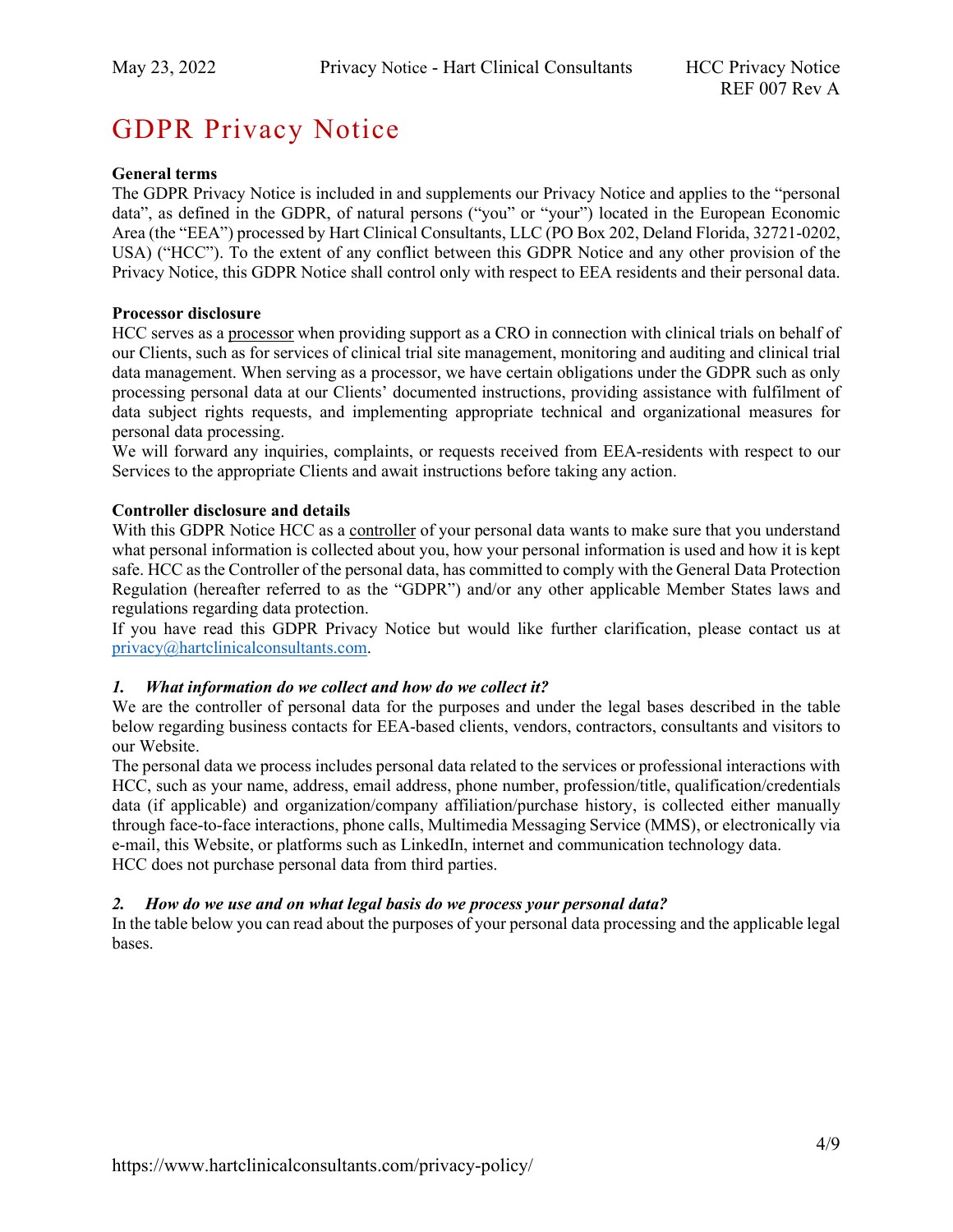# GDPR Privacy Notice

**General terms**

The GDPR Privacy Notice is included in and supplements our Privacy Notice and applies to the "personal data", as defined in the GDPR, of natural persons ("you" or "your") located in the European Economic Area (the "EEA") processed by Hart Clinical Consultants, LLC (PO Box 202, Deland Florida, 32721-0202, USA) ("HCC"). To the extent of any conflict between this GDPR Notice and any other provision of the Privacy Notice, this GDPR Notice shall control only with respect to EEA residents and their personal data.

**Processor disclosure**

HCC serves as a processor when providing support as a CRO in connection with clinical trials on behalf of our Clients, such as for services of clinical trial site management, monitoring and auditing and clinical trial data management. When serving as a processor, we have certain obligations under the GDPR such as only processing personal data at our Clients' documented instructions, providing assistance with fulfilment of data subject rights requests, and implementing appropriate technical and organizational measures for personal data processing.

We will forward any inquiries, complaints, or requests received from EEA-residents with respect to our Services to the appropriate Clients and await instructions before taking any action.

**Controller disclosure and details**

With this GDPR Notice HCC as a controller of your personal data wants to make sure that you understand what personal information is collected about you, how your personal information is used and how it is kept safe. HCC as the Controller of the personal data, has committed to comply with the General Data Protection Regulation (hereafter referred to as the "GDPR") and/or any other applicable Member States laws and regulations regarding data protection.

If you have read this GDPR Privacy Notice but would like further clarification, please contact us at privacy@hartclinicalconsultants.com.

***1. What information do we collect and how do we collect it?***

We are the controller of personal data for the purposes and under the legal bases described in the table below regarding business contacts for EEA-based clients, vendors, contractors, consultants and visitors to our Website.

The personal data we process includes personal data related to the services or professional interactions with HCC, such as your name, address, email address, phone number, profession/title, qualification/credentials data (if applicable) and organization/company affiliation/purchase history, is collected either manually through face-to-face interactions, phone calls, Multimedia Messaging Service (MMS), or electronically via e-mail, this Website, or platforms such as LinkedIn, internet and communication technology data.

HCC does not purchase personal data from third parties.

***2. How do we use and on what legal basis do we process your personal data?***

In the table below you can read about the purposes of your personal data processing and the applicable legal bases.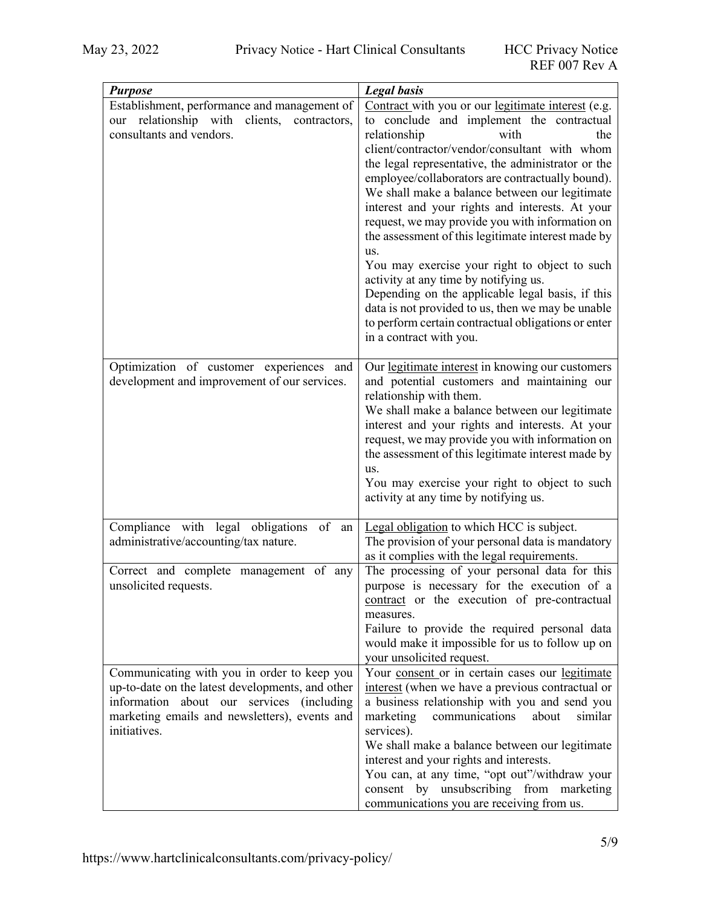| ***Purpose*** | ***Legal basis*** |
| --- | --- |
| Establishment, performance and management of our relationship with clients, contractors, consultants and vendors. | Contract with you or our legitimate interest (e.g. to conclude and implement the contractual relationship with the client/contractor/vendor/consultant with whom the legal representative, the administrator or the employee/collaborators are contractually bound). We shall make a balance between our legitimate interest and your rights and interests. At your request, we may provide you with information on the assessment of this legitimate interest made by us.<br>You may exercise your right to object to such activity at any time by notifying us.<br>Depending on the applicable legal basis, if this data is not provided to us, then we may be unable to perform certain contractual obligations or enter in a contract with you. |
| Optimization of customer experiences and development and improvement of our services. | Our legitimate interest in knowing our customers and potential customers and maintaining our relationship with them.<br>We shall make a balance between our legitimate interest and your rights and interests. At your request, we may provide you with information on the assessment of this legitimate interest made by us.<br>You may exercise your right to object to such activity at any time by notifying us. |
| Compliance with legal obligations of an administrative/accounting/tax nature. | Legal obligation to which HCC is subject.<br>The provision of your personal data is mandatory as it complies with the legal requirements. |
| Correct and complete management of any unsolicited requests. | The processing of your personal data for this purpose is necessary for the execution of a contract or the execution of pre-contractual measures.<br>Failure to provide the required personal data would make it impossible for us to follow up on your unsolicited request. |
| Communicating with you in order to keep you up-to-date on the latest developments, and other information about our services (including marketing emails and newsletters), events and initiatives. | Your consent or in certain cases our legitimate interest (when we have a previous contractual or a business relationship with you and send you marketing communications about similar services).<br>We shall make a balance between our legitimate interest and your rights and interests.<br>You can, at any time, "opt out"/withdraw your consent by unsubscribing from marketing communications you are receiving from us. |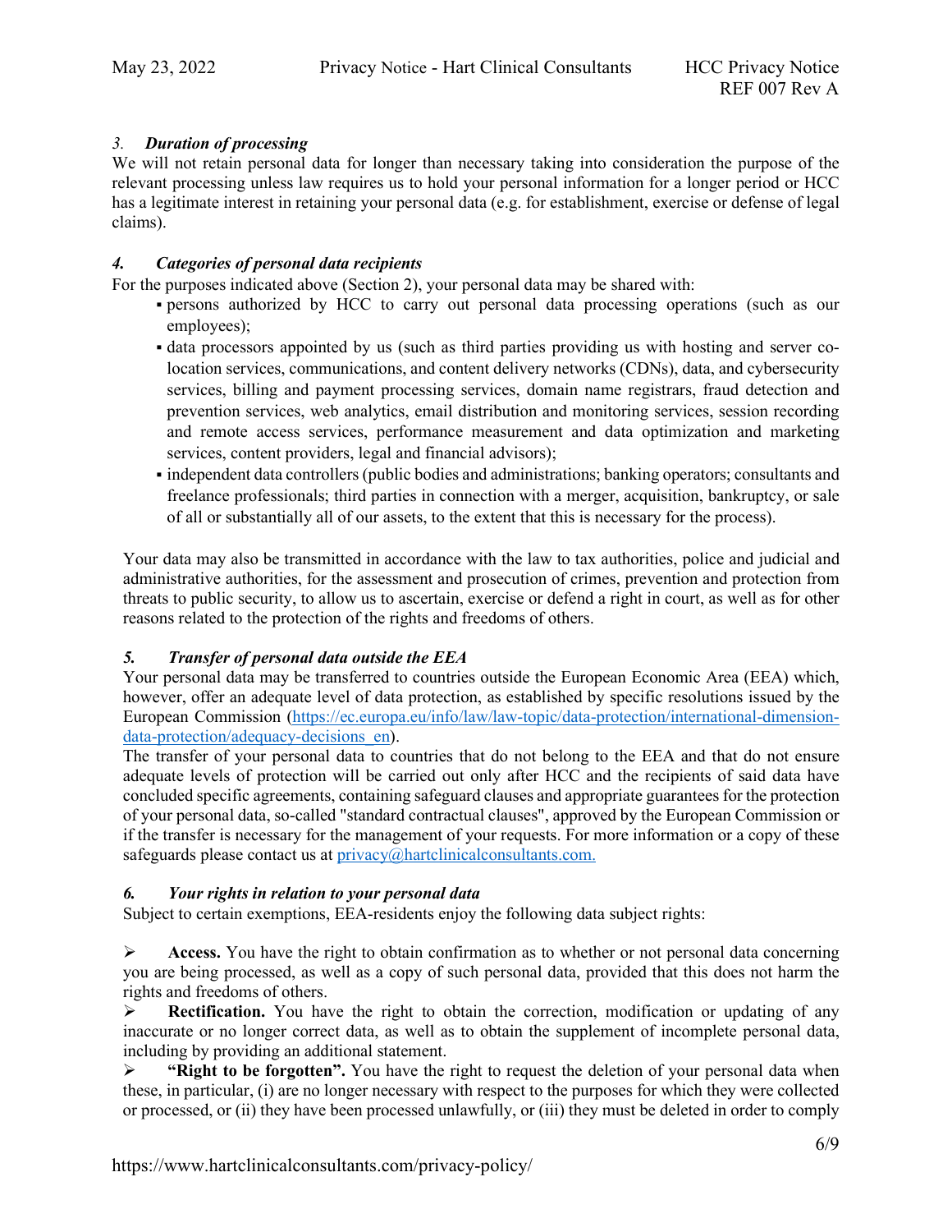### *3. Duration of processing*

We will not retain personal data for longer than necessary taking into consideration the purpose of the relevant processing unless law requires us to hold your personal information for a longer period or HCC has a legitimate interest in retaining your personal data (e.g. for establishment, exercise or defense of legal claims).

### *4. Categories of personal data recipients*

For the purposes indicated above (Section 2), your personal data may be shared with:

- persons authorized by HCC to carry out personal data processing operations (such as our employees);
- data processors appointed by us (such as third parties providing us with hosting and server co-location services, communications, and content delivery networks (CDNs), data, and cybersecurity services, billing and payment processing services, domain name registrars, fraud detection and prevention services, web analytics, email distribution and monitoring services, session recording and remote access services, performance measurement and data optimization and marketing services, content providers, legal and financial advisors);
- independent data controllers (public bodies and administrations; banking operators; consultants and freelance professionals; third parties in connection with a merger, acquisition, bankruptcy, or sale of all or substantially all of our assets, to the extent that this is necessary for the process).

Your data may also be transmitted in accordance with the law to tax authorities, police and judicial and administrative authorities, for the assessment and prosecution of crimes, prevention and protection from threats to public security, to allow us to ascertain, exercise or defend a right in court, as well as for other reasons related to the protection of the rights and freedoms of others.

### *5. Transfer of personal data outside the EEA*

Your personal data may be transferred to countries outside the European Economic Area (EEA) which, however, offer an adequate level of data protection, as established by specific resolutions issued by the European Commission (https://ec.europa.eu/info/law/law-topic/data-protection/international-dimension-data-protection/adequacy-decisions_en).

The transfer of your personal data to countries that do not belong to the EEA and that do not ensure adequate levels of protection will be carried out only after HCC and the recipients of said data have concluded specific agreements, containing safeguard clauses and appropriate guarantees for the protection of your personal data, so-called "standard contractual clauses", approved by the European Commission or if the transfer is necessary for the management of your requests. For more information or a copy of these safeguards please contact us at privacy@hartclinicalconsultants.com.

### *6. Your rights in relation to your personal data*

Subject to certain exemptions, EEA-residents enjoy the following data subject rights:

- **Access.** You have the right to obtain confirmation as to whether or not personal data concerning you are being processed, as well as a copy of such personal data, provided that this does not harm the rights and freedoms of others.
- **Rectification.** You have the right to obtain the correction, modification or updating of any inaccurate or no longer correct data, as well as to obtain the supplement of incomplete personal data, including by providing an additional statement.
- **"Right to be forgotten".** You have the right to request the deletion of your personal data when these, in particular, (i) are no longer necessary with respect to the purposes for which they were collected or processed, or (ii) they have been processed unlawfully, or (iii) they must be deleted in order to comply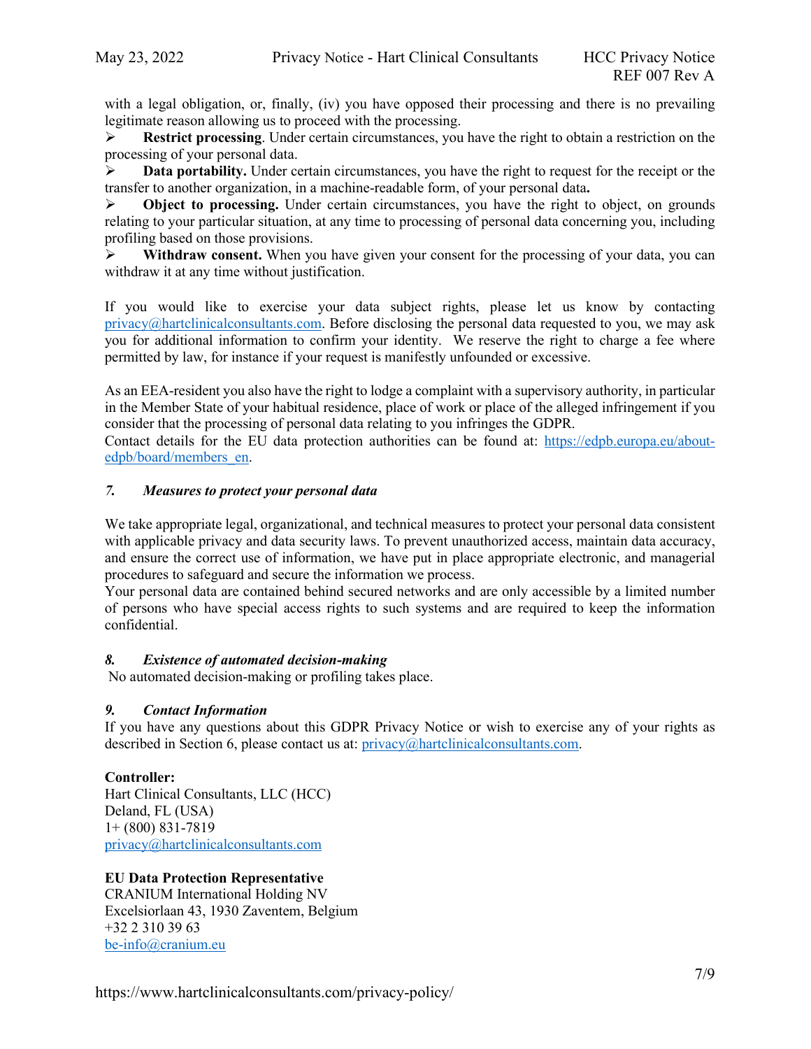with a legal obligation, or, finally, (iv) you have opposed their processing and there is no prevailing legitimate reason allowing us to proceed with the processing.

- **Restrict processing**. Under certain circumstances, you have the right to obtain a restriction on the processing of your personal data.
- **Data portability.** Under certain circumstances, you have the right to request for the receipt or the transfer to another organization, in a machine-readable form, of your personal data**.**
- **Object to processing.** Under certain circumstances, you have the right to object, on grounds relating to your particular situation, at any time to processing of personal data concerning you, including profiling based on those provisions.
- **Withdraw consent.** When you have given your consent for the processing of your data, you can withdraw it at any time without justification.

If you would like to exercise your data subject rights, please let us know by contacting privacy@hartclinicalconsultants.com. Before disclosing the personal data requested to you, we may ask you for additional information to confirm your identity. We reserve the right to charge a fee where permitted by law, for instance if your request is manifestly unfounded or excessive.

As an EEA-resident you also have the right to lodge a complaint with a supervisory authority, in particular in the Member State of your habitual residence, place of work or place of the alleged infringement if you consider that the processing of personal data relating to you infringes the GDPR.
Contact details for the EU data protection authorities can be found at: https://edpb.europa.eu/about-edpb/board/members_en.

### *7. Measures to protect your personal data*

We take appropriate legal, organizational, and technical measures to protect your personal data consistent with applicable privacy and data security laws. To prevent unauthorized access, maintain data accuracy, and ensure the correct use of information, we have put in place appropriate electronic, and managerial procedures to safeguard and secure the information we process.
Your personal data are contained behind secured networks and are only accessible by a limited number of persons who have special access rights to such systems and are required to keep the information confidential.

### *8. Existence of automated decision-making*

No automated decision-making or profiling takes place.

### *9. Contact Information*

If you have any questions about this GDPR Privacy Notice or wish to exercise any of your rights as described in Section 6, please contact us at: privacy@hartclinicalconsultants.com.

**Controller:**
Hart Clinical Consultants, LLC (HCC)
Deland, FL (USA)
1+ (800) 831-7819
privacy@hartclinicalconsultants.com

**EU Data Protection Representative**
CRANIUM International Holding NV
Excelsiorlaan 43, 1930 Zaventem, Belgium
+32 2 310 39 63
be-info@cranium.eu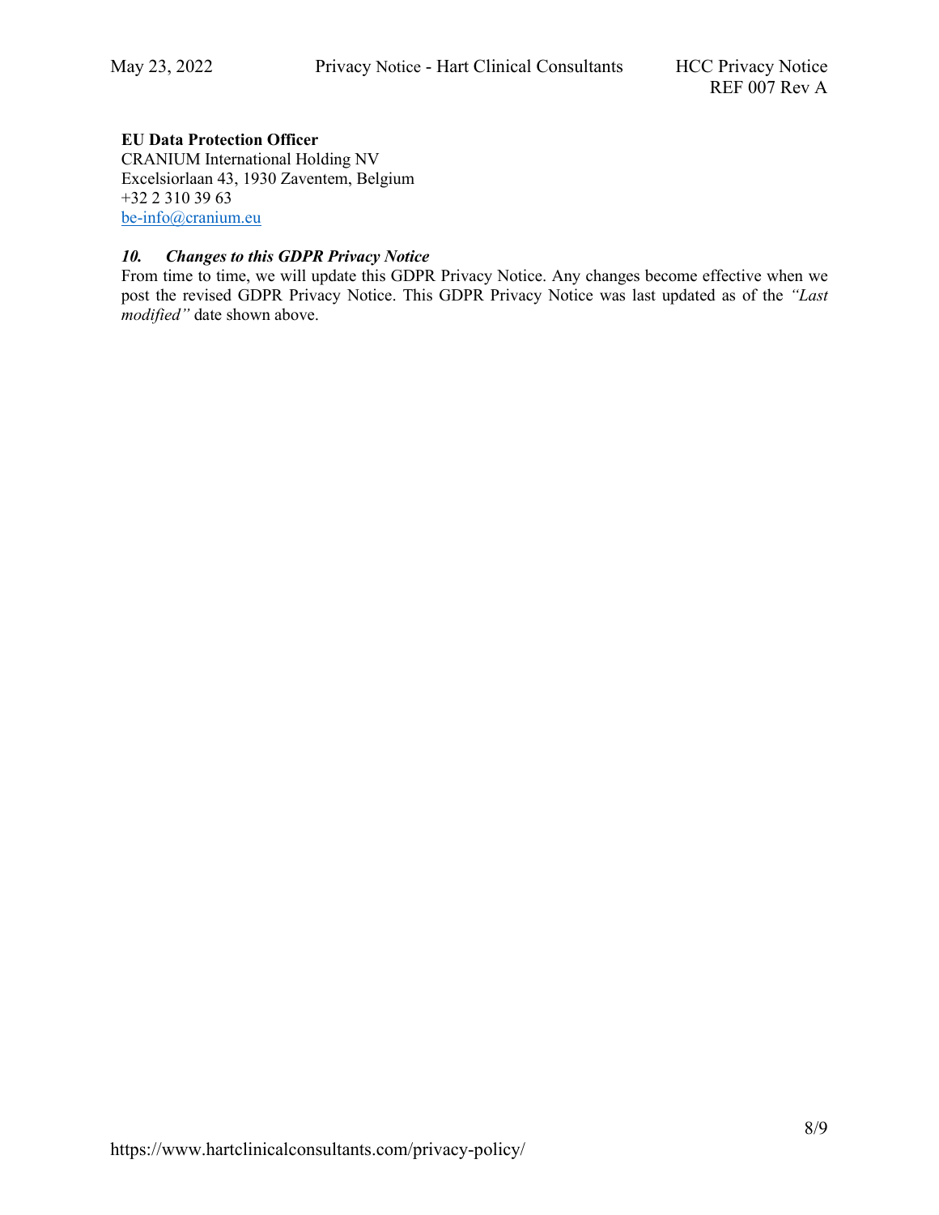**EU Data Protection Officer**
CRANIUM International Holding NV
Excelsiorlaan 43, 1930 Zaventem, Belgium
+32 2 310 39 63
be-info@cranium.eu

### *10. Changes to this GDPR Privacy Notice*

From time to time, we will update this GDPR Privacy Notice. Any changes become effective when we post the revised GDPR Privacy Notice. This GDPR Privacy Notice was last updated as of the *"Last modified"* date shown above.